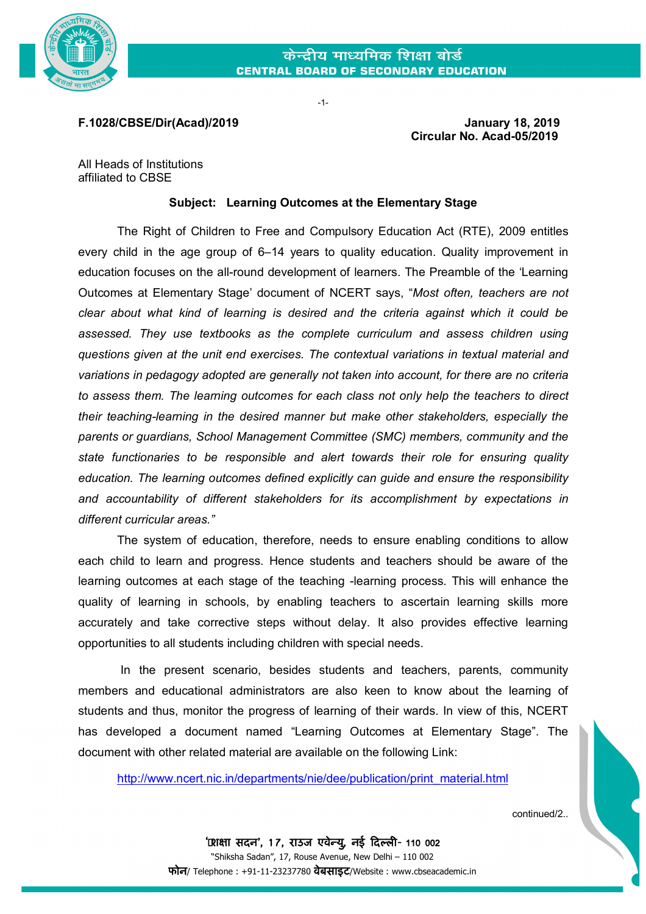**केन्द्रीय माध्यमिक शिक्षा बोर्ड**
**CENTRAL BOARD OF SECONDARY EDUCATION**

**F.1028/CBSE/Dir(Acad)/2019**

**January 18, 2019**
**Circular No. Acad-05/2019**

All Heads of Institutions
affiliated to CBSE

**Subject: Learning Outcomes at the Elementary Stage**

The Right of Children to Free and Compulsory Education Act (RTE), 2009 entitles every child in the age group of 6–14 years to quality education. Quality improvement in education focuses on the all-round development of learners. The Preamble of the 'Learning Outcomes at Elementary Stage' document of NCERT says, "*Most often, teachers are not clear about what kind of learning is desired and the criteria against which it could be assessed. They use textbooks as the complete curriculum and assess children using questions given at the unit end exercises. The contextual variations in textual material and variations in pedagogy adopted are generally not taken into account, for there are no criteria to assess them. The learning outcomes for each class not only help the teachers to direct their teaching-learning in the desired manner but make other stakeholders, especially the parents or guardians, School Management Committee (SMC) members, community and the state functionaries to be responsible and alert towards their role for ensuring quality education. The learning outcomes defined explicitly can guide and ensure the responsibility and accountability of different stakeholders for its accomplishment by expectations in different curricular areas.*"

The system of education, therefore, needs to ensure enabling conditions to allow each child to learn and progress. Hence students and teachers should be aware of the learning outcomes at each stage of the teaching -learning process. This will enhance the quality of learning in schools, by enabling teachers to ascertain learning skills more accurately and take corrective steps without delay. It also provides effective learning opportunities to all students including children with special needs.

In the present scenario, besides students and teachers, parents, community members and educational administrators are also keen to know about the learning of students and thus, monitor the progress of learning of their wards. In view of this, NCERT has developed a document named "Learning Outcomes at Elementary Stage". The document with other related material are available on the following Link:

http://www.ncert.nic.in/departments/nie/dee/publication/print_material.html

continued/2..

'शिक्षा सदन', 17, राउज एवेन्यु, नई दिल्ली- 110 002
"Shiksha Sadan", 17, Rouse Avenue, New Delhi – 110 002
फोन/ Telephone : +91-11-23237780 वेबसाइट/Website : www.cbseacademic.in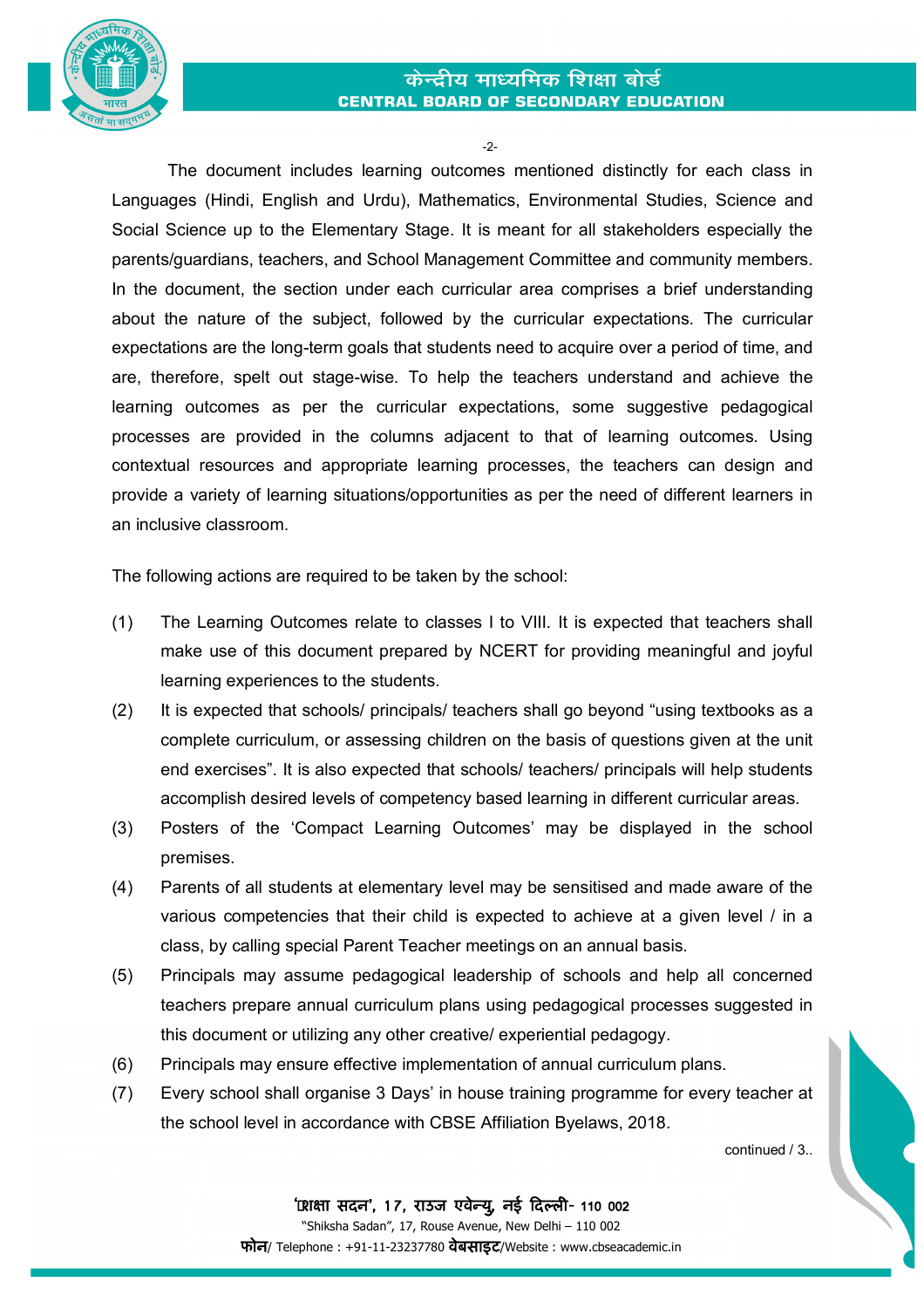The document includes learning outcomes mentioned distinctly for each class in Languages (Hindi, English and Urdu), Mathematics, Environmental Studies, Science and Social Science up to the Elementary Stage. It is meant for all stakeholders especially the parents/guardians, teachers, and School Management Committee and community members. In the document, the section under each curricular area comprises a brief understanding about the nature of the subject, followed by the curricular expectations. The curricular expectations are the long-term goals that students need to acquire over a period of time, and are, therefore, spelt out stage-wise. To help the teachers understand and achieve the learning outcomes as per the curricular expectations, some suggestive pedagogical processes are provided in the columns adjacent to that of learning outcomes. Using contextual resources and appropriate learning processes, the teachers can design and provide a variety of learning situations/opportunities as per the need of different learners in an inclusive classroom.

The following actions are required to be taken by the school:

(1) The Learning Outcomes relate to classes I to VIII. It is expected that teachers shall make use of this document prepared by NCERT for providing meaningful and joyful learning experiences to the students.

(2) It is expected that schools/ principals/ teachers shall go beyond "using textbooks as a complete curriculum, or assessing children on the basis of questions given at the unit end exercises". It is also expected that schools/ teachers/ principals will help students accomplish desired levels of competency based learning in different curricular areas.

(3) Posters of the 'Compact Learning Outcomes' may be displayed in the school premises.

(4) Parents of all students at elementary level may be sensitised and made aware of the various competencies that their child is expected to achieve at a given level / in a class, by calling special Parent Teacher meetings on an annual basis.

(5) Principals may assume pedagogical leadership of schools and help all concerned teachers prepare annual curriculum plans using pedagogical processes suggested in this document or utilizing any other creative/ experiential pedagogy.

(6) Principals may ensure effective implementation of annual curriculum plans.

(7) Every school shall organise 3 Days' in house training programme for every teacher at the school level in accordance with CBSE Affiliation Byelaws, 2018.

continued / 3..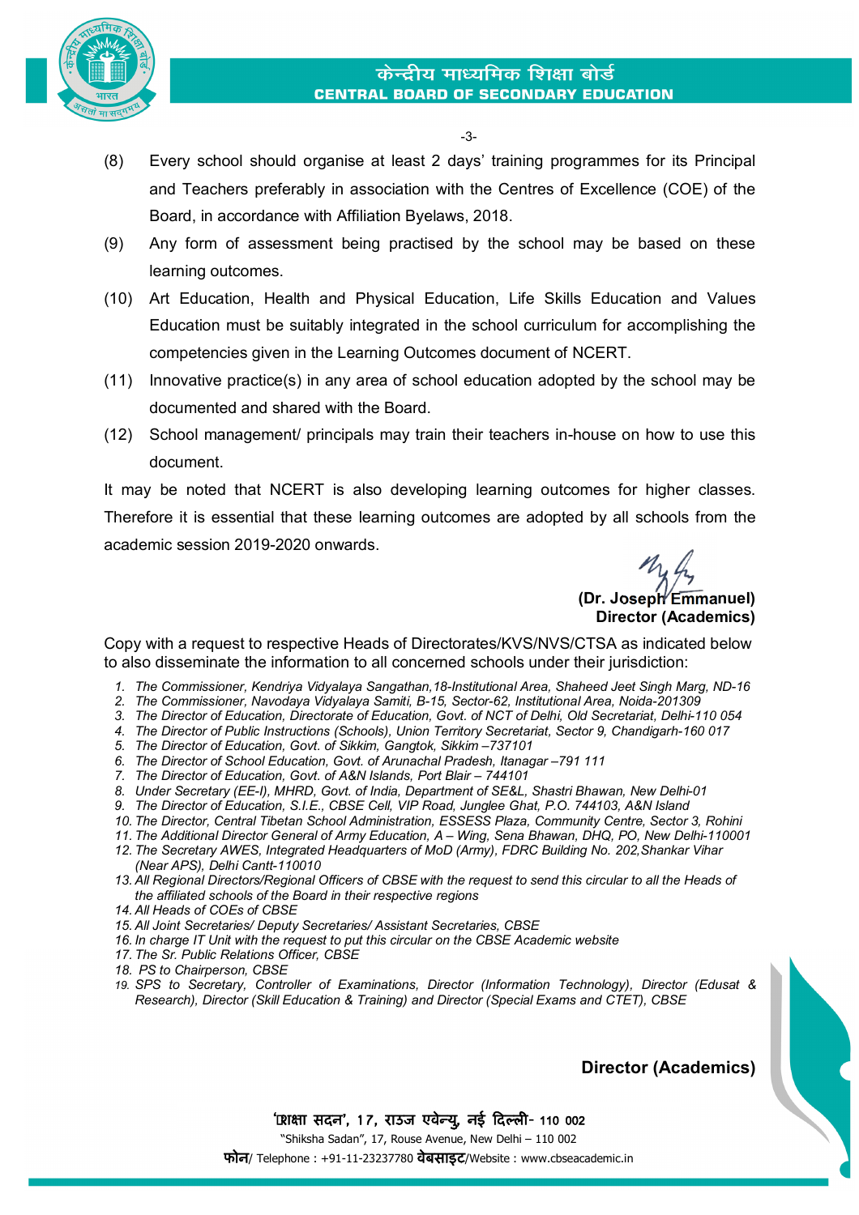(8) Every school should organise at least 2 days' training programmes for its Principal and Teachers preferably in association with the Centres of Excellence (COE) of the Board, in accordance with Affiliation Byelaws, 2018.

(9) Any form of assessment being practised by the school may be based on these learning outcomes.

(10) Art Education, Health and Physical Education, Life Skills Education and Values Education must be suitably integrated in the school curriculum for accomplishing the competencies given in the Learning Outcomes document of NCERT.

(11) Innovative practice(s) in any area of school education adopted by the school may be documented and shared with the Board.

(12) School management/ principals may train their teachers in-house on how to use this document.

It may be noted that NCERT is also developing learning outcomes for higher classes. Therefore it is essential that these learning outcomes are adopted by all schools from the academic session 2019-2020 onwards.

**(Dr. Joseph Emmanuel)**
**Director (Academics)**

Copy with a request to respective Heads of Directorates/KVS/NVS/CTSA as indicated below to also disseminate the information to all concerned schools under their jurisdiction:

1. *The Commissioner, Kendriya Vidyalaya Sangathan,18-Institutional Area, Shaheed Jeet Singh Marg, ND-16*
2. *The Commissioner, Navodaya Vidyalaya Samiti, B-15, Sector-62, Institutional Area, Noida-201309*
3. *The Director of Education, Directorate of Education, Govt. of NCT of Delhi, Old Secretariat, Delhi-110 054*
4. *The Director of Public Instructions (Schools), Union Territory Secretariat, Sector 9, Chandigarh-160 017*
5. *The Director of Education, Govt. of Sikkim, Gangtok, Sikkim –737101*
6. *The Director of School Education, Govt. of Arunachal Pradesh, Itanagar –791 111*
7. *The Director of Education, Govt. of A&N Islands, Port Blair – 744101*
8. *Under Secretary (EE-I), MHRD, Govt. of India, Department of SE&L, Shastri Bhawan, New Delhi-01*
9. *The Director of Education, S.I.E., CBSE Cell, VIP Road, Junglee Ghat, P.O. 744103, A&N Island*
10. *The Director, Central Tibetan School Administration, ESSESS Plaza, Community Centre, Sector 3, Rohini*
11. *The Additional Director General of Army Education, A – Wing, Sena Bhawan, DHQ, PO, New Delhi-110001*
12. *The Secretary AWES, Integrated Headquarters of MoD (Army), FDRC Building No. 202,Shankar Vihar (Near APS), Delhi Cantt-110010*
13. *All Regional Directors/Regional Officers of CBSE with the request to send this circular to all the Heads of the affiliated schools of the Board in their respective regions*
14. *All Heads of COEs of CBSE*
15. *All Joint Secretaries/ Deputy Secretaries/ Assistant Secretaries, CBSE*
16. *In charge IT Unit with the request to put this circular on the CBSE Academic website*
17. *The Sr. Public Relations Officer, CBSE*
18. *PS to Chairperson, CBSE*
19. *SPS to Secretary, Controller of Examinations, Director (Information Technology), Director (Edusat & Research), Director (Skill Education & Training) and Director (Special Exams and CTET), CBSE*

**Director (Academics)**